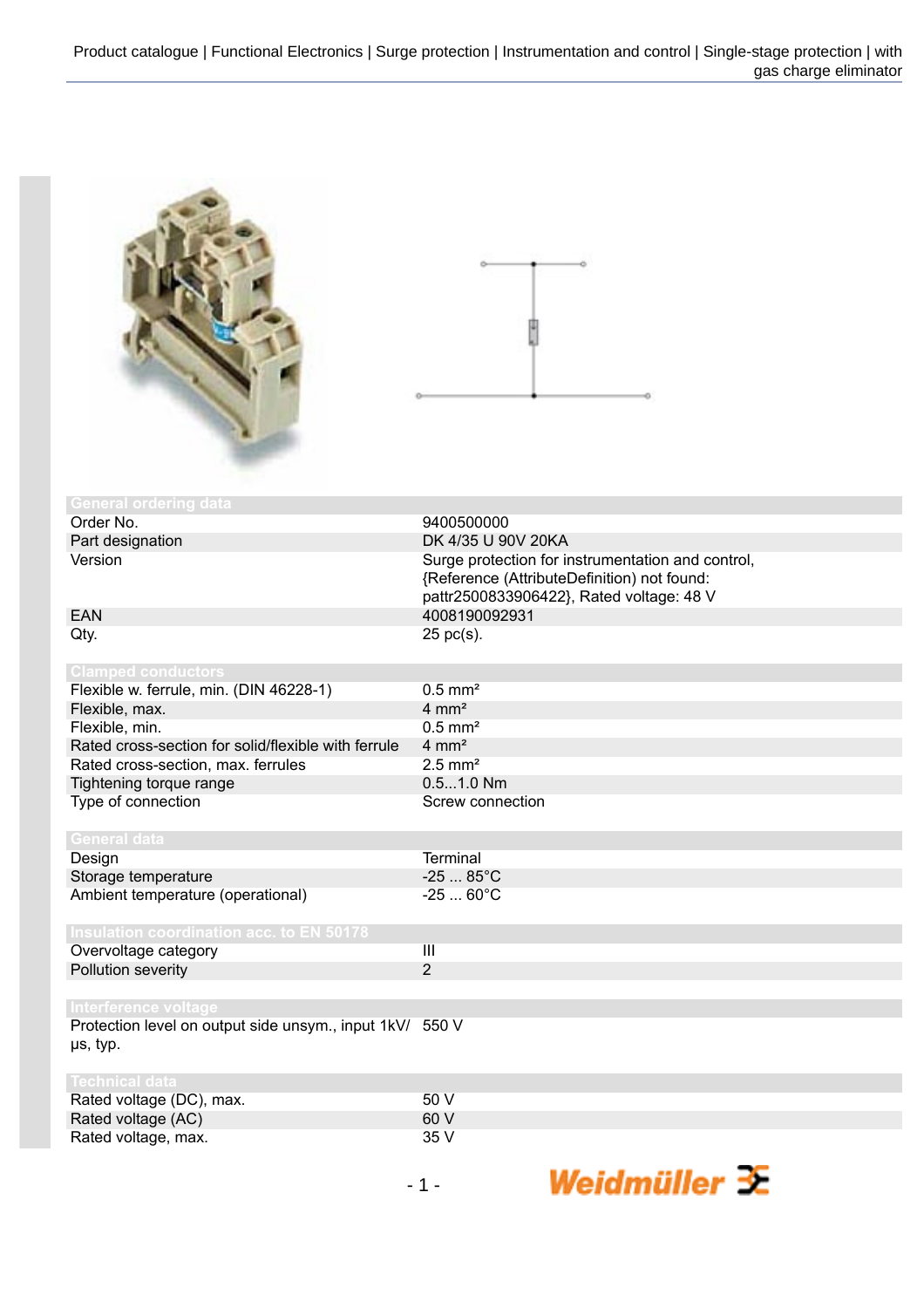## General ordering data

| | |
|---|---|
| Order No. | 9400500000 |
| Part designation | DK 4/35 U 90V 20KA |
| Version | Surge protection for instrumentation and control, {Reference (AttributeDefinition) not found: pattr2500833906422}, Rated voltage: 48 V |
| EAN | 4008190092931 |
| Qty. | 25 pc(s). |

## Clamped conductors

| | |
|---|---|
| Flexible w. ferrule, min. (DIN 46228-1) | 0.5 mm² |
| Flexible, max. | 4 mm² |
| Flexible, min. | 0.5 mm² |
| Rated cross-section for solid/flexible with ferrule | 4 mm² |
| Rated cross-section, max. ferrules | 2.5 mm² |
| Tightening torque range | 0.5...1.0 Nm |
| Type of connection | Screw connection |

## General data

| | |
|---|---|
| Design | Terminal |
| Storage temperature | -25 ... 85°C |
| Ambient temperature (operational) | -25 ... 60°C |

## Insulation coordination acc. to EN 50178

| | |
|---|---|
| Overvoltage category | III |
| Pollution severity | 2 |

## Interference voltage

| | |
|---|---|
| Protection level on output side unsym., input 1kV/µs, typ. | 550 V |

## Technical data

| | |
|---|---|
| Rated voltage (DC), max. | 50 V |
| Rated voltage (AC) | 60 V |
| Rated voltage, max. | 35 V |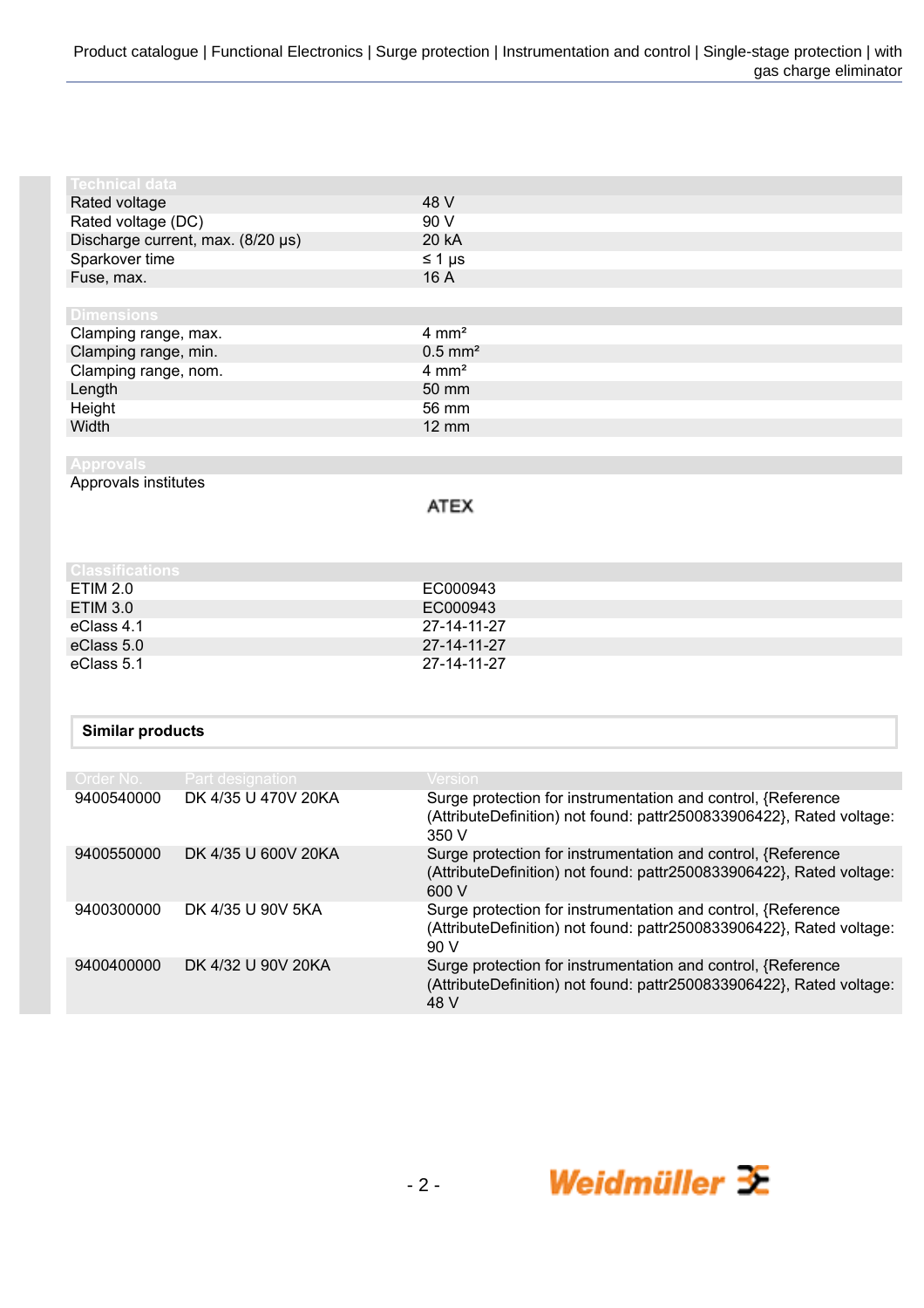| Technical data | |
|---|---|
| Rated voltage | 48 V |
| Rated voltage (DC) | 90 V |
| Discharge current, max. (8/20 µs) | 20 kA |
| Sparkover time | ≤ 1 µs |
| Fuse, max. | 16 A |

| Dimensions | |
|---|---|
| Clamping range, max. | 4 mm² |
| Clamping range, min. | 0.5 mm² |
| Clamping range, nom. | 4 mm² |
| Length | 50 mm |
| Height | 56 mm |
| Width | 12 mm |

| Approvals | |
|---|---|
| Approvals institutes | ATEX |

| Classifications | |
|---|---|
| ETIM 2.0 | EC000943 |
| ETIM 3.0 | EC000943 |
| eClass 4.1 | 27-14-11-27 |
| eClass 5.0 | 27-14-11-27 |
| eClass 5.1 | 27-14-11-27 |

**Similar products**

| Order No. | Part designation | Version |
|---|---|---|
| 9400540000 | DK 4/35 U 470V 20KA | Surge protection for instrumentation and control, {Reference (AttributeDefinition) not found: pattr2500833906422}, Rated voltage: 350 V |
| 9400550000 | DK 4/35 U 600V 20KA | Surge protection for instrumentation and control, {Reference (AttributeDefinition) not found: pattr2500833906422}, Rated voltage: 600 V |
| 9400300000 | DK 4/35 U 90V 5KA | Surge protection for instrumentation and control, {Reference (AttributeDefinition) not found: pattr2500833906422}, Rated voltage: 90 V |
| 9400400000 | DK 4/32 U 90V 20KA | Surge protection for instrumentation and control, {Reference (AttributeDefinition) not found: pattr2500833906422}, Rated voltage: 48 V |